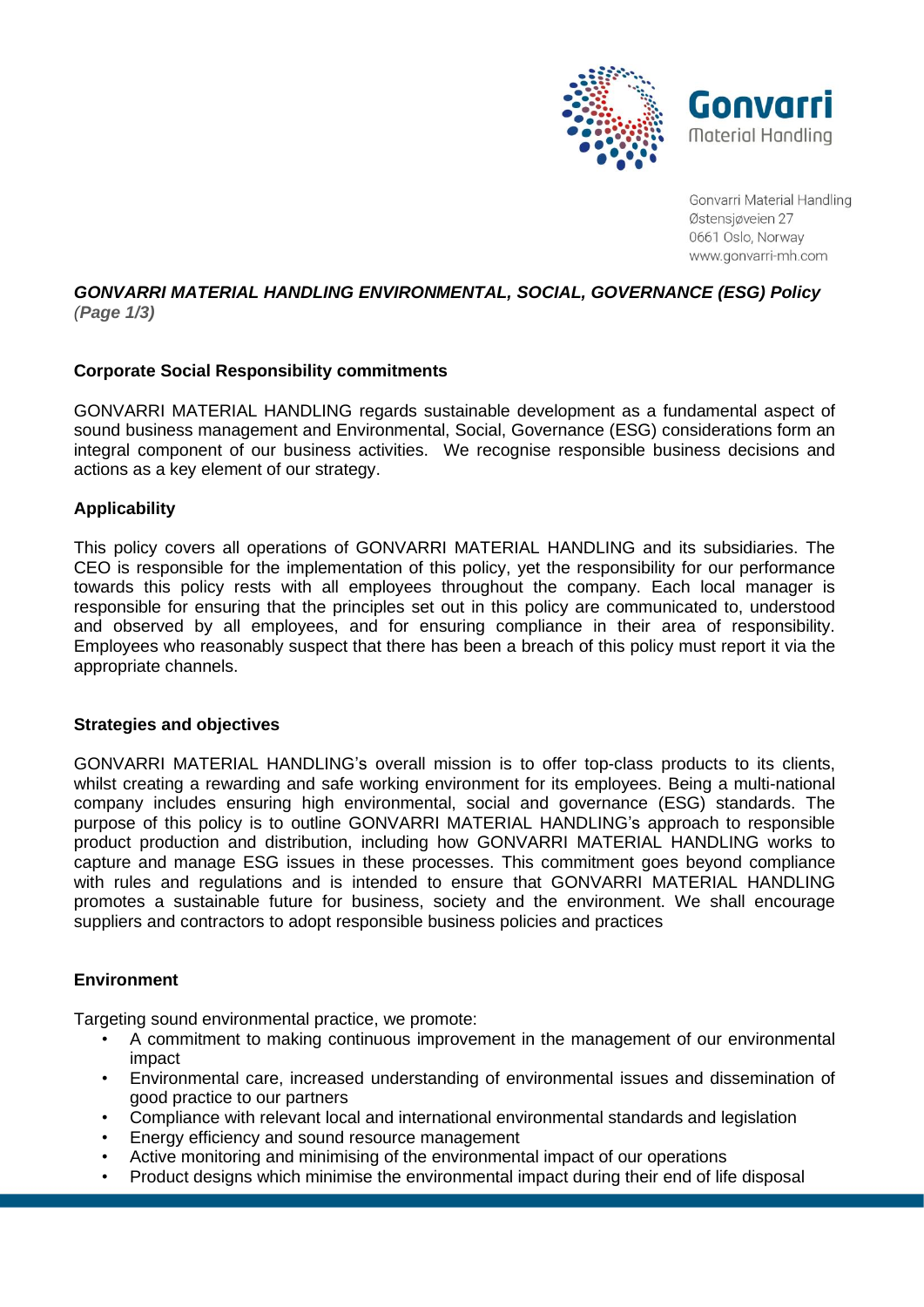Gonvarri Material Handling
Østensjøveien 27
0661 Oslo, Norway
www.gonvarri-mh.com

# *GONVARRI MATERIAL HANDLING ENVIRONMENTAL, SOCIAL, GOVERNANCE (ESG) Policy*

*(Page 1/3)*

## Corporate Social Responsibility commitments

GONVARRI MATERIAL HANDLING regards sustainable development as a fundamental aspect of sound business management and Environmental, Social, Governance (ESG) considerations form an integral component of our business activities. We recognise responsible business decisions and actions as a key element of our strategy.

## Applicability

This policy covers all operations of GONVARRI MATERIAL HANDLING and its subsidiaries. The CEO is responsible for the implementation of this policy, yet the responsibility for our performance towards this policy rests with all employees throughout the company. Each local manager is responsible for ensuring that the principles set out in this policy are communicated to, understood and observed by all employees, and for ensuring compliance in their area of responsibility. Employees who reasonably suspect that there has been a breach of this policy must report it via the appropriate channels.

## Strategies and objectives

GONVARRI MATERIAL HANDLING's overall mission is to offer top-class products to its clients, whilst creating a rewarding and safe working environment for its employees. Being a multi-national company includes ensuring high environmental, social and governance (ESG) standards. The purpose of this policy is to outline GONVARRI MATERIAL HANDLING's approach to responsible product production and distribution, including how GONVARRI MATERIAL HANDLING works to capture and manage ESG issues in these processes. This commitment goes beyond compliance with rules and regulations and is intended to ensure that GONVARRI MATERIAL HANDLING promotes a sustainable future for business, society and the environment. We shall encourage suppliers and contractors to adopt responsible business policies and practices

## Environment

Targeting sound environmental practice, we promote:

- A commitment to making continuous improvement in the management of our environmental impact
- Environmental care, increased understanding of environmental issues and dissemination of good practice to our partners
- Compliance with relevant local and international environmental standards and legislation
- Energy efficiency and sound resource management
- Active monitoring and minimising of the environmental impact of our operations
- Product designs which minimise the environmental impact during their end of life disposal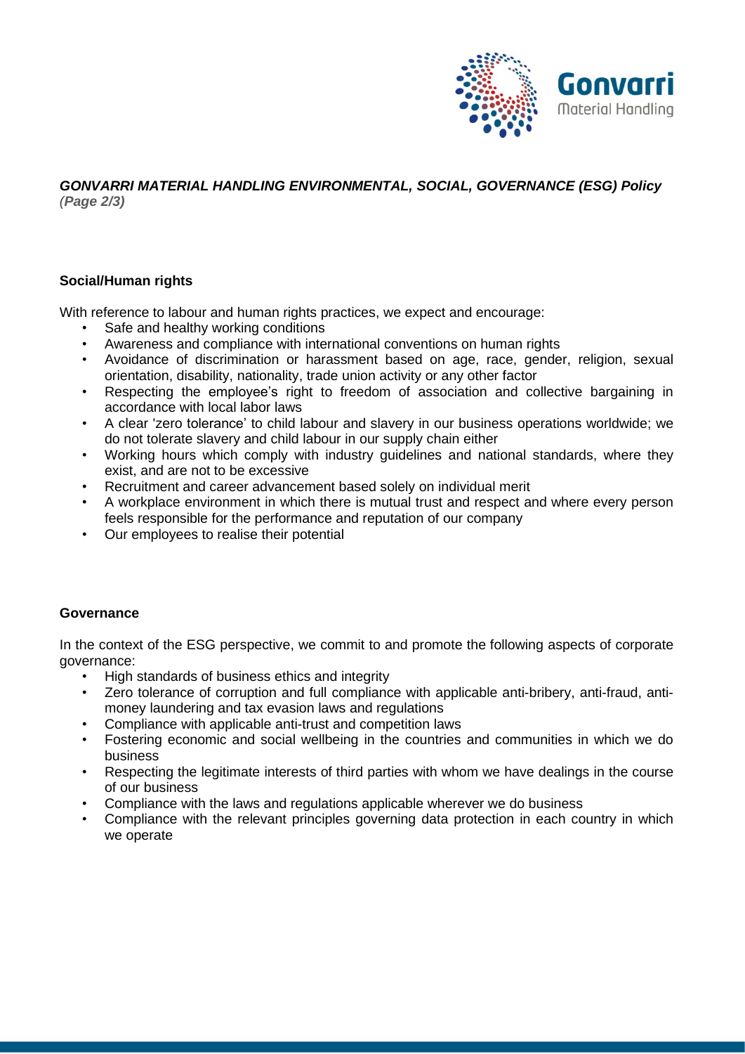***GONVARRI MATERIAL HANDLING ENVIRONMENTAL, SOCIAL, GOVERNANCE (ESG) Policy***

**Social/Human rights**

With reference to labour and human rights practices, we expect and encourage:

- Safe and healthy working conditions
- Awareness and compliance with international conventions on human rights
- Avoidance of discrimination or harassment based on age, race, gender, religion, sexual orientation, disability, nationality, trade union activity or any other factor
- Respecting the employee's right to freedom of association and collective bargaining in accordance with local labor laws
- A clear 'zero tolerance' to child labour and slavery in our business operations worldwide; we do not tolerate slavery and child labour in our supply chain either
- Working hours which comply with industry guidelines and national standards, where they exist, and are not to be excessive
- Recruitment and career advancement based solely on individual merit
- A workplace environment in which there is mutual trust and respect and where every person feels responsible for the performance and reputation of our company
- Our employees to realise their potential

**Governance**

In the context of the ESG perspective, we commit to and promote the following aspects of corporate governance:

- High standards of business ethics and integrity
- Zero tolerance of corruption and full compliance with applicable anti-bribery, anti-fraud, anti-money laundering and tax evasion laws and regulations
- Compliance with applicable anti-trust and competition laws
- Fostering economic and social wellbeing in the countries and communities in which we do business
- Respecting the legitimate interests of third parties with whom we have dealings in the course of our business
- Compliance with the laws and regulations applicable wherever we do business
- Compliance with the relevant principles governing data protection in each country in which we operate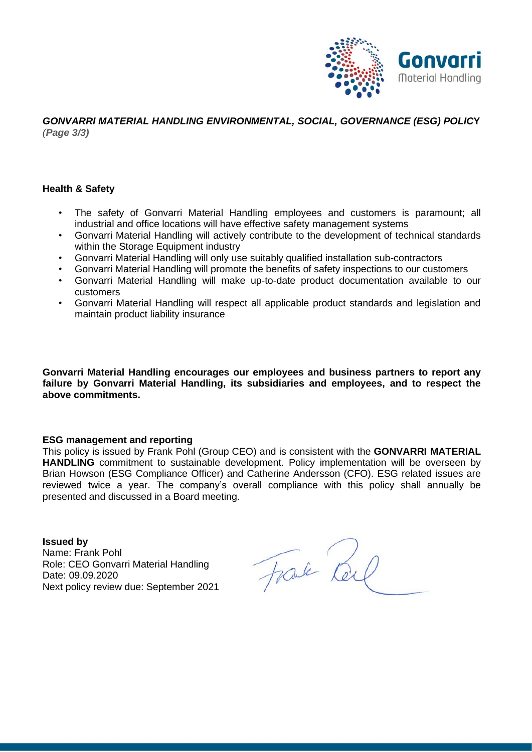***GONVARRI MATERIAL HANDLING ENVIRONMENTAL, SOCIAL, GOVERNANCE (ESG) POLICY***
***(Page 3/3)***

**Health & Safety**

- The safety of Gonvarri Material Handling employees and customers is paramount; all industrial and office locations will have effective safety management systems
- Gonvarri Material Handling will actively contribute to the development of technical standards within the Storage Equipment industry
- Gonvarri Material Handling will only use suitably qualified installation sub-contractors
- Gonvarri Material Handling will promote the benefits of safety inspections to our customers
- Gonvarri Material Handling will make up-to-date product documentation available to our customers
- Gonvarri Material Handling will respect all applicable product standards and legislation and maintain product liability insurance

**Gonvarri Material Handling encourages our employees and business partners to report any failure by Gonvarri Material Handling, its subsidiaries and employees, and to respect the above commitments.**

**ESG management and reporting**

This policy is issued by Frank Pohl (Group CEO) and is consistent with the **GONVARRI MATERIAL HANDLING** commitment to sustainable development. Policy implementation will be overseen by Brian Howson (ESG Compliance Officer) and Catherine Andersson (CFO). ESG related issues are reviewed twice a year. The company's overall compliance with this policy shall annually be presented and discussed in a Board meeting.

**Issued by**
Name: Frank Pohl
Role: CEO Gonvarri Material Handling
Date: 09.09.2020
Next policy review due: September 2021